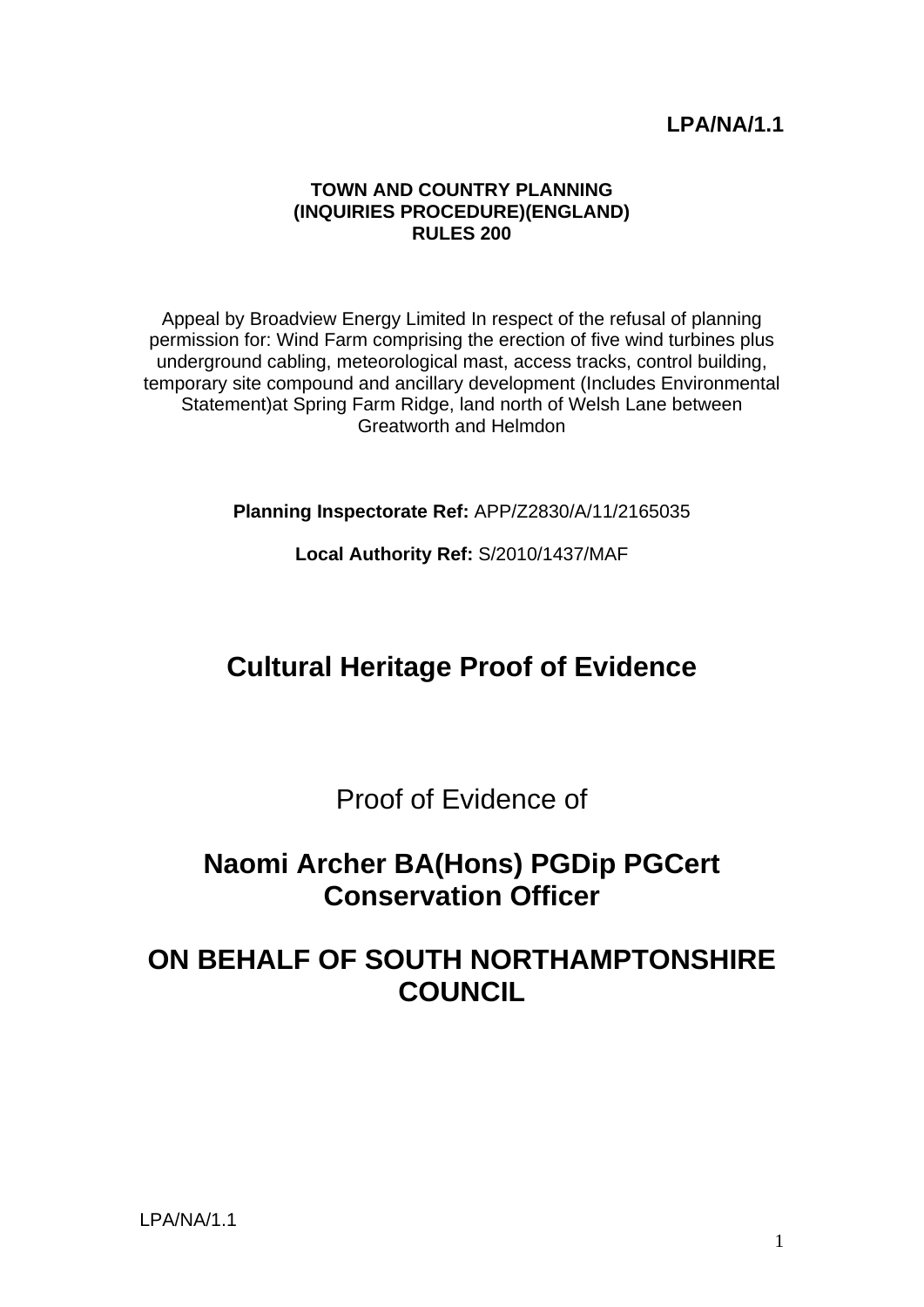**LPA/NA/1.1**

**TOWN AND COUNTRY PLANNING**
**(INQUIRIES PROCEDURE)(ENGLAND)**
**RULES 200**

Appeal by Broadview Energy Limited In respect of the refusal of planning permission for: Wind Farm comprising the erection of five wind turbines plus underground cabling, meteorological mast, access tracks, control building, temporary site compound and ancillary development (Includes Environmental Statement)at Spring Farm Ridge, land north of Welsh Lane between Greatworth and Helmdon

**Planning Inspectorate Ref:** APP/Z2830/A/11/2165035

**Local Authority Ref:** S/2010/1437/MAF

# Cultural Heritage Proof of Evidence

Proof of Evidence of

## Naomi Archer BA(Hons) PGDip PGCert Conservation Officer

## ON BEHALF OF SOUTH NORTHAMPTONSHIRE COUNCIL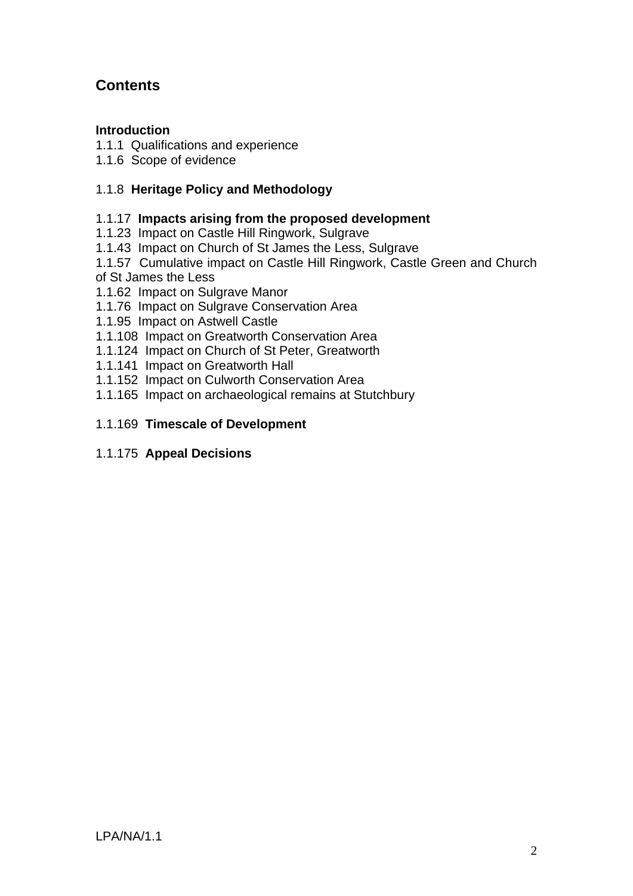## Contents

**Introduction**

1.1.1 Qualifications and experience
1.1.6 Scope of evidence

1.1.8 **Heritage Policy and Methodology**

1.1.17 **Impacts arising from the proposed development**
1.1.23 Impact on Castle Hill Ringwork, Sulgrave
1.1.43 Impact on Church of St James the Less, Sulgrave
1.1.57 Cumulative impact on Castle Hill Ringwork, Castle Green and Church of St James the Less
1.1.62 Impact on Sulgrave Manor
1.1.76 Impact on Sulgrave Conservation Area
1.1.95 Impact on Astwell Castle
1.1.108 Impact on Greatworth Conservation Area
1.1.124 Impact on Church of St Peter, Greatworth
1.1.141 Impact on Greatworth Hall
1.1.152 Impact on Culworth Conservation Area
1.1.165 Impact on archaeological remains at Stutchbury

1.1.169 **Timescale of Development**

1.1.175 **Appeal Decisions**

LPA/NA/1.1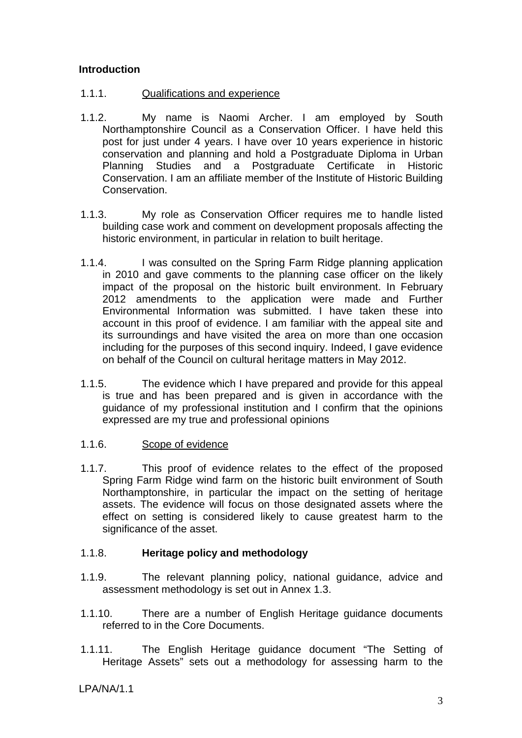**Introduction**

1.1.1. Qualifications and experience

1.1.2. My name is Naomi Archer. I am employed by South Northamptonshire Council as a Conservation Officer. I have held this post for just under 4 years. I have over 10 years experience in historic conservation and planning and hold a Postgraduate Diploma in Urban Planning Studies and a Postgraduate Certificate in Historic Conservation. I am an affiliate member of the Institute of Historic Building Conservation.

1.1.3. My role as Conservation Officer requires me to handle listed building case work and comment on development proposals affecting the historic environment, in particular in relation to built heritage.

1.1.4. I was consulted on the Spring Farm Ridge planning application in 2010 and gave comments to the planning case officer on the likely impact of the proposal on the historic built environment. In February 2012 amendments to the application were made and Further Environmental Information was submitted. I have taken these into account in this proof of evidence. I am familiar with the appeal site and its surroundings and have visited the area on more than one occasion including for the purposes of this second inquiry. Indeed, I gave evidence on behalf of the Council on cultural heritage matters in May 2012.

1.1.5. The evidence which I have prepared and provide for this appeal is true and has been prepared and is given in accordance with the guidance of my professional institution and I confirm that the opinions expressed are my true and professional opinions

1.1.6. Scope of evidence

1.1.7. This proof of evidence relates to the effect of the proposed Spring Farm Ridge wind farm on the historic built environment of South Northamptonshire, in particular the impact on the setting of heritage assets. The evidence will focus on those designated assets where the effect on setting is considered likely to cause greatest harm to the significance of the asset.

1.1.8. **Heritage policy and methodology**

1.1.9. The relevant planning policy, national guidance, advice and assessment methodology is set out in Annex 1.3.

1.1.10. There are a number of English Heritage guidance documents referred to in the Core Documents.

1.1.11. The English Heritage guidance document "The Setting of Heritage Assets" sets out a methodology for assessing harm to the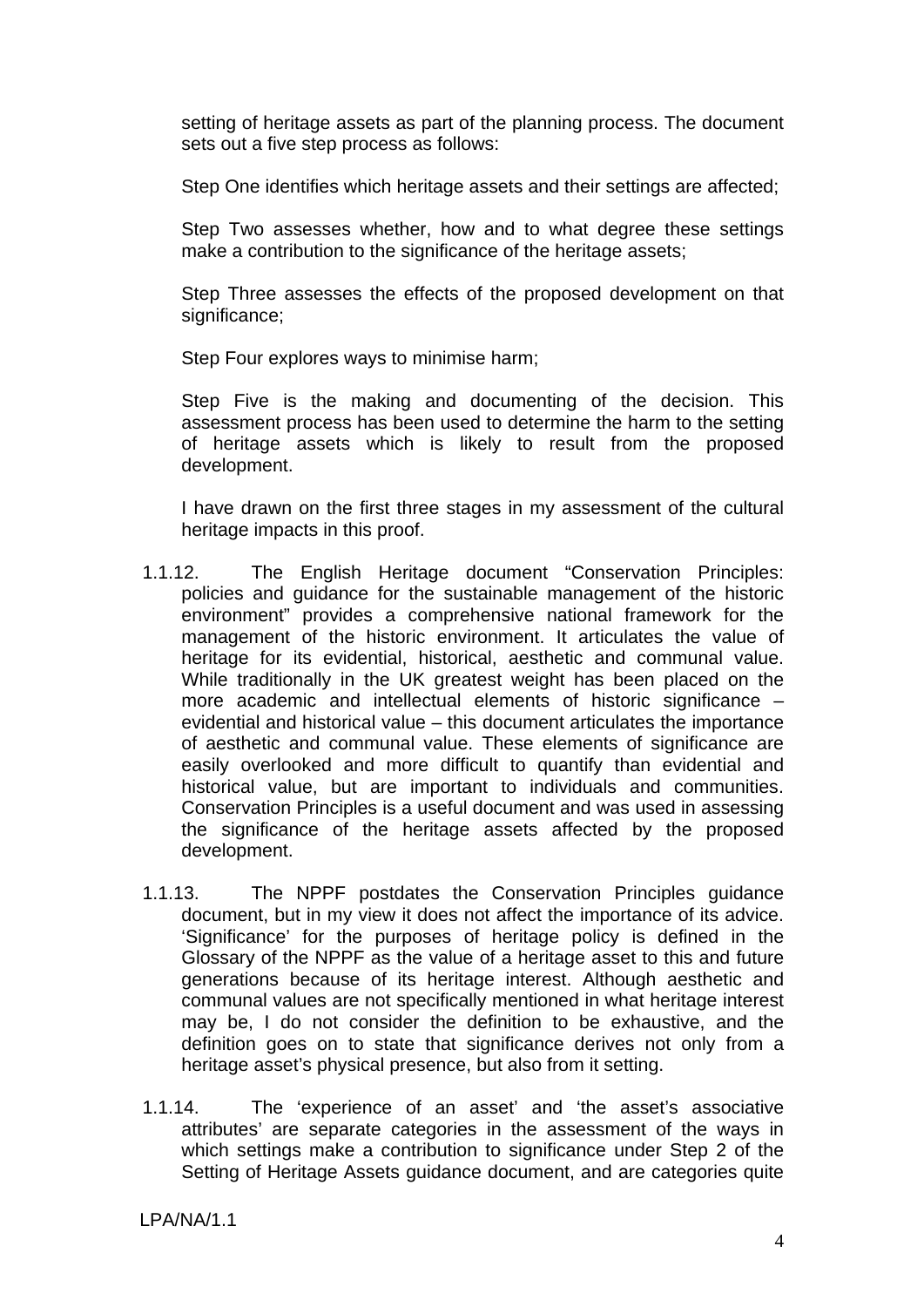setting of heritage assets as part of the planning process. The document sets out a five step process as follows:

Step One identifies which heritage assets and their settings are affected;

Step Two assesses whether, how and to what degree these settings make a contribution to the significance of the heritage assets;

Step Three assesses the effects of the proposed development on that significance;

Step Four explores ways to minimise harm;

Step Five is the making and documenting of the decision. This assessment process has been used to determine the harm to the setting of heritage assets which is likely to result from the proposed development.

I have drawn on the first three stages in my assessment of the cultural heritage impacts in this proof.

1.1.12. The English Heritage document "Conservation Principles: policies and guidance for the sustainable management of the historic environment" provides a comprehensive national framework for the management of the historic environment. It articulates the value of heritage for its evidential, historical, aesthetic and communal value. While traditionally in the UK greatest weight has been placed on the more academic and intellectual elements of historic significance – evidential and historical value – this document articulates the importance of aesthetic and communal value. These elements of significance are easily overlooked and more difficult to quantify than evidential and historical value, but are important to individuals and communities. Conservation Principles is a useful document and was used in assessing the significance of the heritage assets affected by the proposed development.

1.1.13. The NPPF postdates the Conservation Principles guidance document, but in my view it does not affect the importance of its advice. 'Significance' for the purposes of heritage policy is defined in the Glossary of the NPPF as the value of a heritage asset to this and future generations because of its heritage interest. Although aesthetic and communal values are not specifically mentioned in what heritage interest may be, I do not consider the definition to be exhaustive, and the definition goes on to state that significance derives not only from a heritage asset's physical presence, but also from it setting.

1.1.14. The 'experience of an asset' and 'the asset's associative attributes' are separate categories in the assessment of the ways in which settings make a contribution to significance under Step 2 of the Setting of Heritage Assets guidance document, and are categories quite

LPA/NA/1.1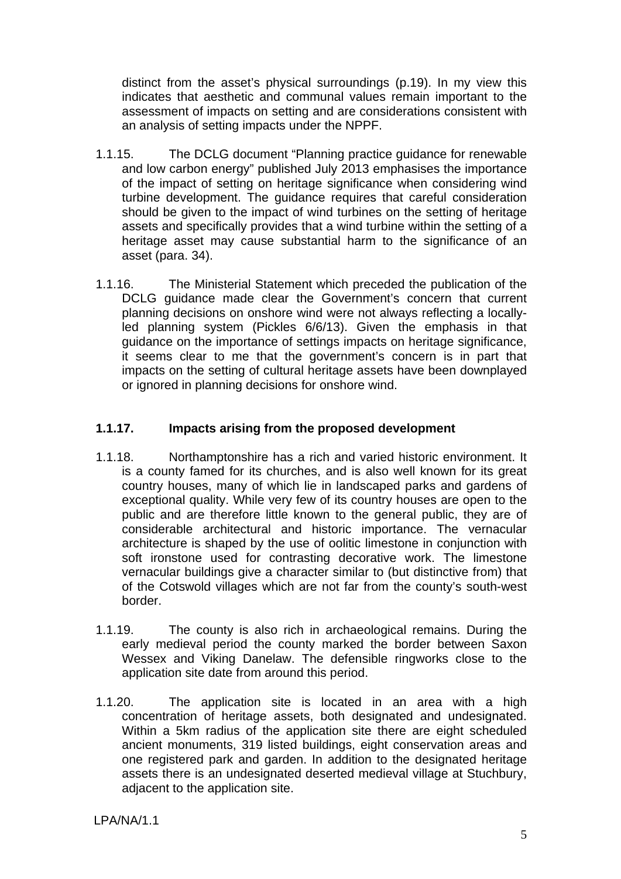distinct from the asset's physical surroundings (p.19). In my view this indicates that aesthetic and communal values remain important to the assessment of impacts on setting and are considerations consistent with an analysis of setting impacts under the NPPF.

1.1.15. The DCLG document "Planning practice guidance for renewable and low carbon energy" published July 2013 emphasises the importance of the impact of setting on heritage significance when considering wind turbine development. The guidance requires that careful consideration should be given to the impact of wind turbines on the setting of heritage assets and specifically provides that a wind turbine within the setting of a heritage asset may cause substantial harm to the significance of an asset (para. 34).

1.1.16. The Ministerial Statement which preceded the publication of the DCLG guidance made clear the Government's concern that current planning decisions on onshore wind were not always reflecting a locally-led planning system (Pickles 6/6/13). Given the emphasis in that guidance on the importance of settings impacts on heritage significance, it seems clear to me that the government's concern is in part that impacts on the setting of cultural heritage assets have been downplayed or ignored in planning decisions for onshore wind.

**1.1.17. Impacts arising from the proposed development**

1.1.18. Northamptonshire has a rich and varied historic environment. It is a county famed for its churches, and is also well known for its great country houses, many of which lie in landscaped parks and gardens of exceptional quality. While very few of its country houses are open to the public and are therefore little known to the general public, they are of considerable architectural and historic importance. The vernacular architecture is shaped by the use of oolitic limestone in conjunction with soft ironstone used for contrasting decorative work. The limestone vernacular buildings give a character similar to (but distinctive from) that of the Cotswold villages which are not far from the county's south-west border.

1.1.19. The county is also rich in archaeological remains. During the early medieval period the county marked the border between Saxon Wessex and Viking Danelaw. The defensible ringworks close to the application site date from around this period.

1.1.20. The application site is located in an area with a high concentration of heritage assets, both designated and undesignated. Within a 5km radius of the application site there are eight scheduled ancient monuments, 319 listed buildings, eight conservation areas and one registered park and garden. In addition to the designated heritage assets there is an undesignated deserted medieval village at Stuchbury, adjacent to the application site.

LPA/NA/1.1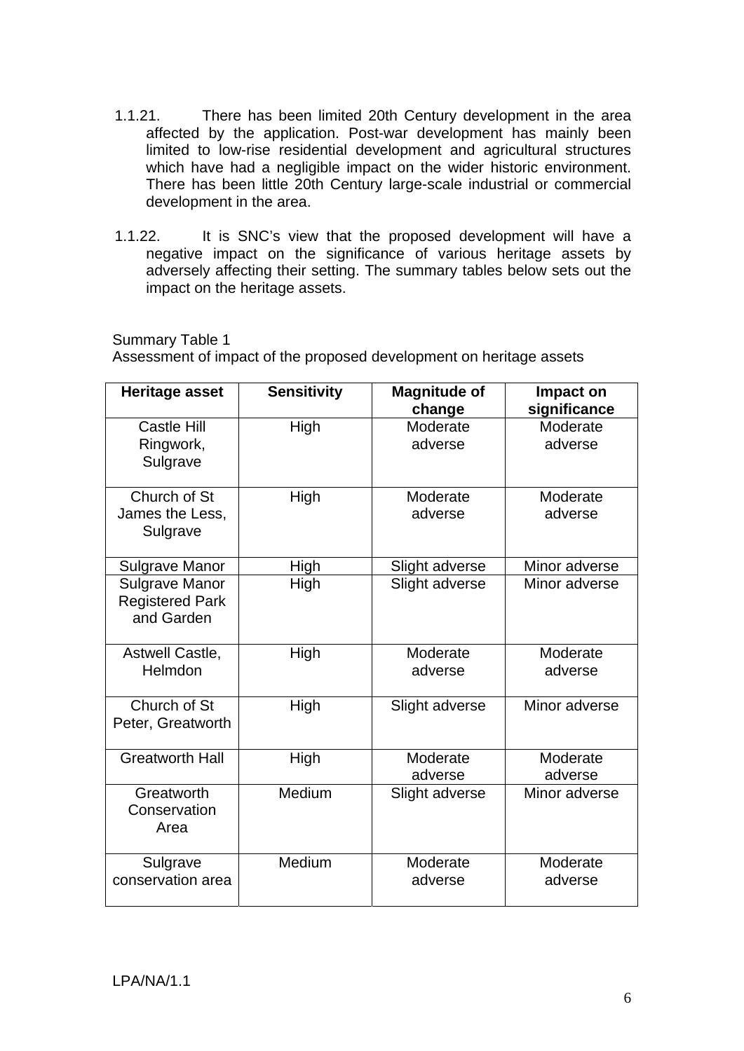1.1.21. There has been limited 20th Century development in the area affected by the application. Post-war development has mainly been limited to low-rise residential development and agricultural structures which have had a negligible impact on the wider historic environment. There has been little 20th Century large-scale industrial or commercial development in the area.

1.1.22. It is SNC's view that the proposed development will have a negative impact on the significance of various heritage assets by adversely affecting their setting. The summary tables below sets out the impact on the heritage assets.

Summary Table 1
Assessment of impact of the proposed development on heritage assets

| Heritage asset | Sensitivity | Magnitude of change | Impact on significance |
|---|---|---|---|
| Castle Hill Ringwork, Sulgrave | High | Moderate adverse | Moderate adverse |
| Church of St James the Less, Sulgrave | High | Moderate adverse | Moderate adverse |
| Sulgrave Manor | High | Slight adverse | Minor adverse |
| Sulgrave Manor Registered Park and Garden | High | Slight adverse | Minor adverse |
| Astwell Castle, Helmdon | High | Moderate adverse | Moderate adverse |
| Church of St Peter, Greatworth | High | Slight adverse | Minor adverse |
| Greatworth Hall | High | Moderate adverse | Moderate adverse |
| Greatworth Conservation Area | Medium | Slight adverse | Minor adverse |
| Sulgrave conservation area | Medium | Moderate adverse | Moderate adverse |

LPA/NA/1.1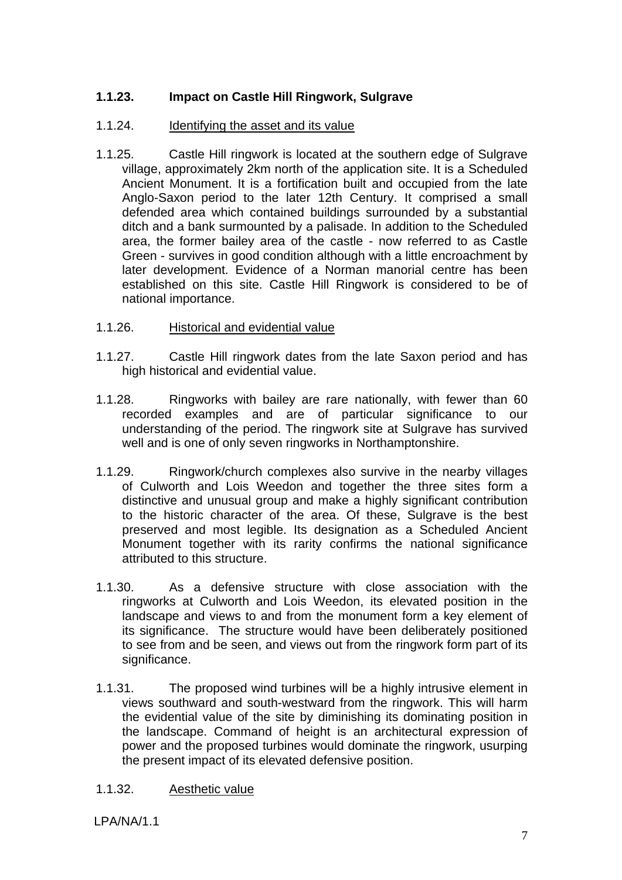**1.1.23. Impact on Castle Hill Ringwork, Sulgrave**

1.1.24. Identifying the asset and its value

1.1.25. Castle Hill ringwork is located at the southern edge of Sulgrave village, approximately 2km north of the application site. It is a Scheduled Ancient Monument. It is a fortification built and occupied from the late Anglo-Saxon period to the later 12th Century. It comprised a small defended area which contained buildings surrounded by a substantial ditch and a bank surmounted by a palisade. In addition to the Scheduled area, the former bailey area of the castle - now referred to as Castle Green - survives in good condition although with a little encroachment by later development. Evidence of a Norman manorial centre has been established on this site. Castle Hill Ringwork is considered to be of national importance.

1.1.26. Historical and evidential value

1.1.27. Castle Hill ringwork dates from the late Saxon period and has high historical and evidential value.

1.1.28. Ringworks with bailey are rare nationally, with fewer than 60 recorded examples and are of particular significance to our understanding of the period. The ringwork site at Sulgrave has survived well and is one of only seven ringworks in Northamptonshire.

1.1.29. Ringwork/church complexes also survive in the nearby villages of Culworth and Lois Weedon and together the three sites form a distinctive and unusual group and make a highly significant contribution to the historic character of the area. Of these, Sulgrave is the best preserved and most legible. Its designation as a Scheduled Ancient Monument together with its rarity confirms the national significance attributed to this structure.

1.1.30. As a defensive structure with close association with the ringworks at Culworth and Lois Weedon, its elevated position in the landscape and views to and from the monument form a key element of its significance. The structure would have been deliberately positioned to see from and be seen, and views out from the ringwork form part of its significance.

1.1.31. The proposed wind turbines will be a highly intrusive element in views southward and south-westward from the ringwork. This will harm the evidential value of the site by diminishing its dominating position in the landscape. Command of height is an architectural expression of power and the proposed turbines would dominate the ringwork, usurping the present impact of its elevated defensive position.

1.1.32. Aesthetic value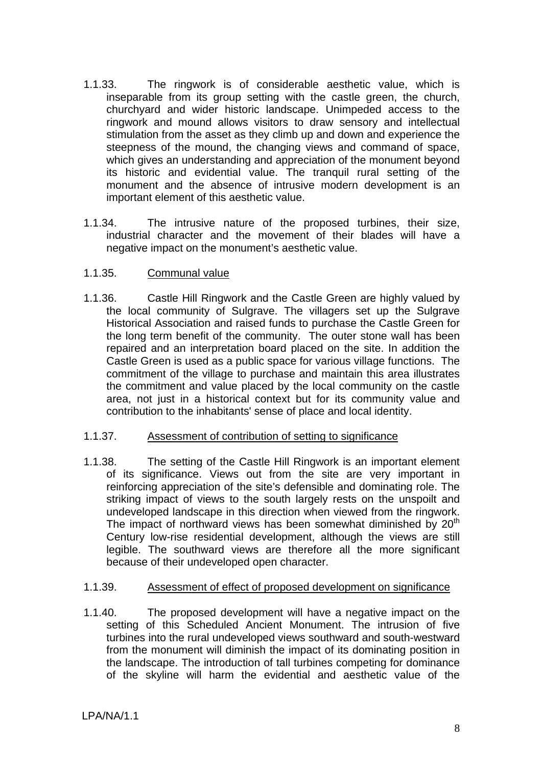1.1.33. The ringwork is of considerable aesthetic value, which is inseparable from its group setting with the castle green, the church, churchyard and wider historic landscape. Unimpeded access to the ringwork and mound allows visitors to draw sensory and intellectual stimulation from the asset as they climb up and down and experience the steepness of the mound, the changing views and command of space, which gives an understanding and appreciation of the monument beyond its historic and evidential value. The tranquil rural setting of the monument and the absence of intrusive modern development is an important element of this aesthetic value.

1.1.34. The intrusive nature of the proposed turbines, their size, industrial character and the movement of their blades will have a negative impact on the monument's aesthetic value.

1.1.35. <u>Communal value</u>

1.1.36. Castle Hill Ringwork and the Castle Green are highly valued by the local community of Sulgrave. The villagers set up the Sulgrave Historical Association and raised funds to purchase the Castle Green for the long term benefit of the community. The outer stone wall has been repaired and an interpretation board placed on the site. In addition the Castle Green is used as a public space for various village functions. The commitment of the village to purchase and maintain this area illustrates the commitment and value placed by the local community on the castle area, not just in a historical context but for its community value and contribution to the inhabitants' sense of place and local identity.

1.1.37. <u>Assessment of contribution of setting to significance</u>

1.1.38. The setting of the Castle Hill Ringwork is an important element of its significance. Views out from the site are very important in reinforcing appreciation of the site's defensible and dominating role. The striking impact of views to the south largely rests on the unspoilt and undeveloped landscape in this direction when viewed from the ringwork. The impact of northward views has been somewhat diminished by 20th Century low-rise residential development, although the views are still legible. The southward views are therefore all the more significant because of their undeveloped open character.

1.1.39. <u>Assessment of effect of proposed development on significance</u>

1.1.40. The proposed development will have a negative impact on the setting of this Scheduled Ancient Monument. The intrusion of five turbines into the rural undeveloped views southward and south-westward from the monument will diminish the impact of its dominating position in the landscape. The introduction of tall turbines competing for dominance of the skyline will harm the evidential and aesthetic value of the

LPA/NA/1.1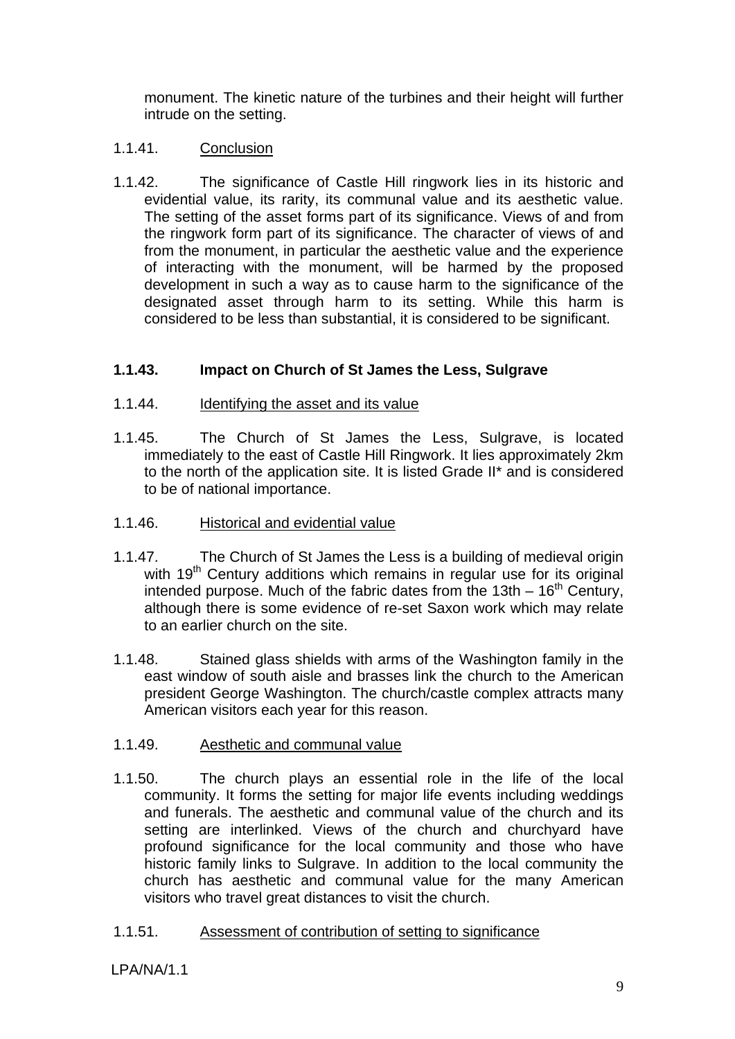monument. The kinetic nature of the turbines and their height will further intrude on the setting.

1.1.41. Conclusion

1.1.42. The significance of Castle Hill ringwork lies in its historic and evidential value, its rarity, its communal value and its aesthetic value. The setting of the asset forms part of its significance. Views of and from the ringwork form part of its significance. The character of views of and from the monument, in particular the aesthetic value and the experience of interacting with the monument, will be harmed by the proposed development in such a way as to cause harm to the significance of the designated asset through harm to its setting. While this harm is considered to be less than substantial, it is considered to be significant.

**1.1.43. Impact on Church of St James the Less, Sulgrave**

1.1.44. Identifying the asset and its value

1.1.45. The Church of St James the Less, Sulgrave, is located immediately to the east of Castle Hill Ringwork. It lies approximately 2km to the north of the application site. It is listed Grade II* and is considered to be of national importance.

1.1.46. Historical and evidential value

1.1.47. The Church of St James the Less is a building of medieval origin with 19th Century additions which remains in regular use for its original intended purpose. Much of the fabric dates from the 13th – 16th Century, although there is some evidence of re-set Saxon work which may relate to an earlier church on the site.

1.1.48. Stained glass shields with arms of the Washington family in the east window of south aisle and brasses link the church to the American president George Washington. The church/castle complex attracts many American visitors each year for this reason.

1.1.49. Aesthetic and communal value

1.1.50. The church plays an essential role in the life of the local community. It forms the setting for major life events including weddings and funerals. The aesthetic and communal value of the church and its setting are interlinked. Views of the church and churchyard have profound significance for the local community and those who have historic family links to Sulgrave. In addition to the local community the church has aesthetic and communal value for the many American visitors who travel great distances to visit the church.

1.1.51. Assessment of contribution of setting to significance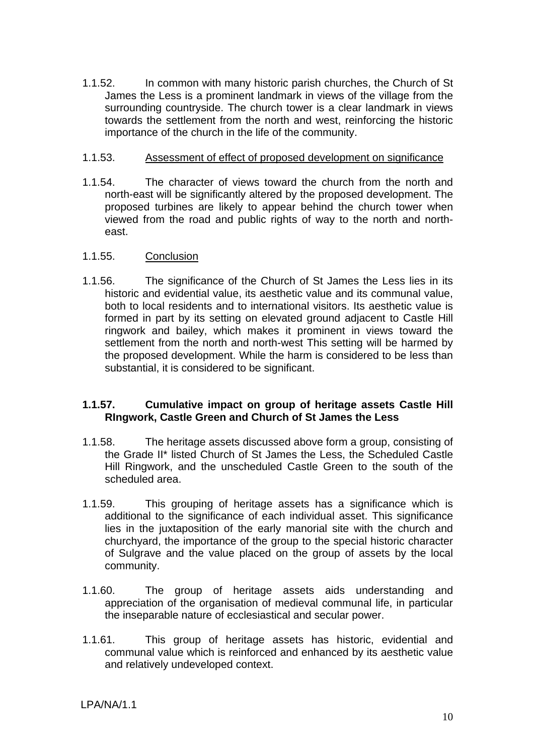1.1.52. In common with many historic parish churches, the Church of St James the Less is a prominent landmark in views of the village from the surrounding countryside. The church tower is a clear landmark in views towards the settlement from the north and west, reinforcing the historic importance of the church in the life of the community.

1.1.53. <u>Assessment of effect of proposed development on significance</u>

1.1.54. The character of views toward the church from the north and north-east will be significantly altered by the proposed development. The proposed turbines are likely to appear behind the church tower when viewed from the road and public rights of way to the north and north-east.

1.1.55. <u>Conclusion</u>

1.1.56. The significance of the Church of St James the Less lies in its historic and evidential value, its aesthetic value and its communal value, both to local residents and to international visitors. Its aesthetic value is formed in part by its setting on elevated ground adjacent to Castle Hill ringwork and bailey, which makes it prominent in views toward the settlement from the north and north-west This setting will be harmed by the proposed development. While the harm is considered to be less than substantial, it is considered to be significant.

**1.1.57. Cumulative impact on group of heritage assets Castle Hill RIngwork, Castle Green and Church of St James the Less**

1.1.58. The heritage assets discussed above form a group, consisting of the Grade II* listed Church of St James the Less, the Scheduled Castle Hill Ringwork, and the unscheduled Castle Green to the south of the scheduled area.

1.1.59. This grouping of heritage assets has a significance which is additional to the significance of each individual asset. This significance lies in the juxtaposition of the early manorial site with the church and churchyard, the importance of the group to the special historic character of Sulgrave and the value placed on the group of assets by the local community.

1.1.60. The group of heritage assets aids understanding and appreciation of the organisation of medieval communal life, in particular the inseparable nature of ecclesiastical and secular power.

1.1.61. This group of heritage assets has historic, evidential and communal value which is reinforced and enhanced by its aesthetic value and relatively undeveloped context.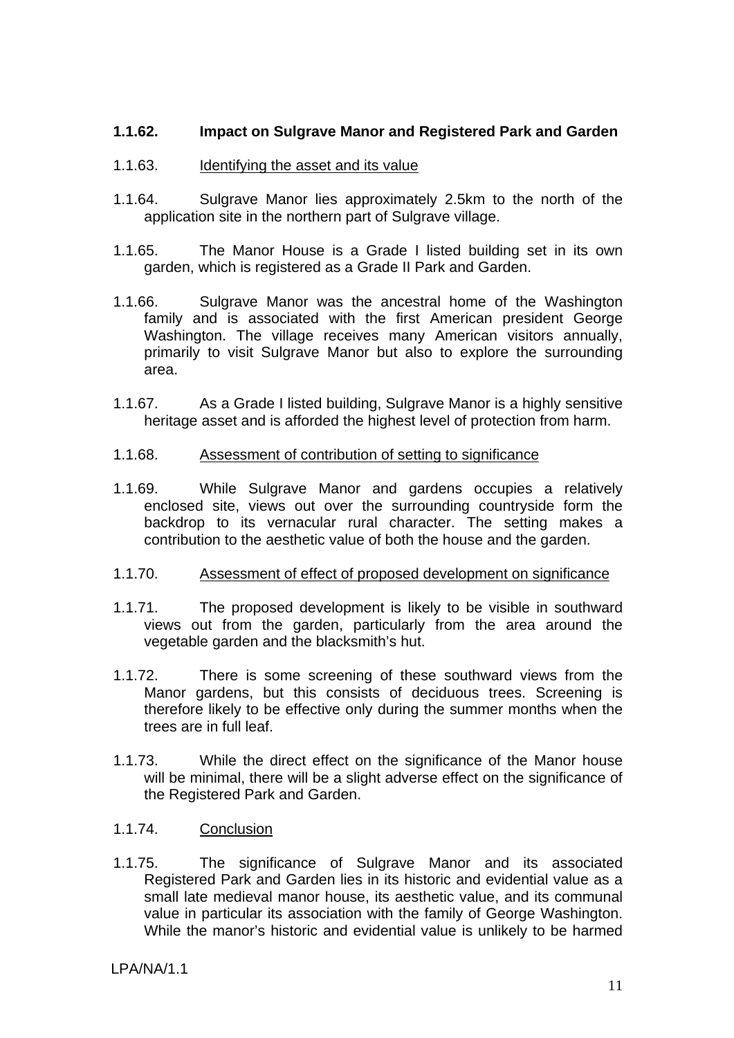**1.1.62. Impact on Sulgrave Manor and Registered Park and Garden**

1.1.63. Identifying the asset and its value

1.1.64. Sulgrave Manor lies approximately 2.5km to the north of the application site in the northern part of Sulgrave village.

1.1.65. The Manor House is a Grade I listed building set in its own garden, which is registered as a Grade II Park and Garden.

1.1.66. Sulgrave Manor was the ancestral home of the Washington family and is associated with the first American president George Washington. The village receives many American visitors annually, primarily to visit Sulgrave Manor but also to explore the surrounding area.

1.1.67. As a Grade I listed building, Sulgrave Manor is a highly sensitive heritage asset and is afforded the highest level of protection from harm.

1.1.68. Assessment of contribution of setting to significance

1.1.69. While Sulgrave Manor and gardens occupies a relatively enclosed site, views out over the surrounding countryside form the backdrop to its vernacular rural character. The setting makes a contribution to the aesthetic value of both the house and the garden.

1.1.70. Assessment of effect of proposed development on significance

1.1.71. The proposed development is likely to be visible in southward views out from the garden, particularly from the area around the vegetable garden and the blacksmith's hut.

1.1.72. There is some screening of these southward views from the Manor gardens, but this consists of deciduous trees. Screening is therefore likely to be effective only during the summer months when the trees are in full leaf.

1.1.73. While the direct effect on the significance of the Manor house will be minimal, there will be a slight adverse effect on the significance of the Registered Park and Garden.

1.1.74. Conclusion

1.1.75. The significance of Sulgrave Manor and its associated Registered Park and Garden lies in its historic and evidential value as a small late medieval manor house, its aesthetic value, and its communal value in particular its association with the family of George Washington. While the manor's historic and evidential value is unlikely to be harmed

LPA/NA/1.1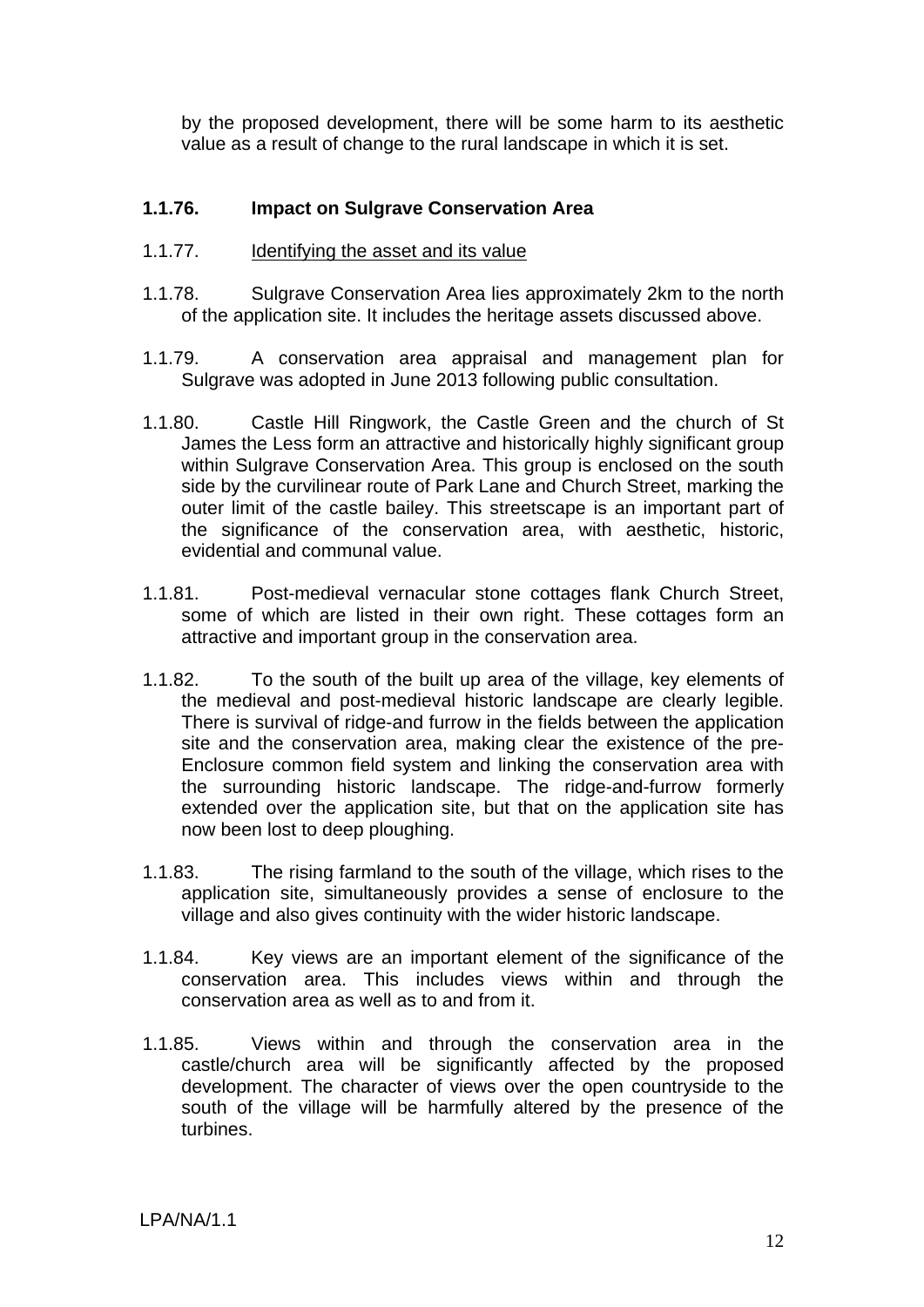by the proposed development, there will be some harm to its aesthetic value as a result of change to the rural landscape in which it is set.

### 1.1.76. Impact on Sulgrave Conservation Area

1.1.77. Identifying the asset and its value

1.1.78. Sulgrave Conservation Area lies approximately 2km to the north of the application site. It includes the heritage assets discussed above.

1.1.79. A conservation area appraisal and management plan for Sulgrave was adopted in June 2013 following public consultation.

1.1.80. Castle Hill Ringwork, the Castle Green and the church of St James the Less form an attractive and historically highly significant group within Sulgrave Conservation Area. This group is enclosed on the south side by the curvilinear route of Park Lane and Church Street, marking the outer limit of the castle bailey. This streetscape is an important part of the significance of the conservation area, with aesthetic, historic, evidential and communal value.

1.1.81. Post-medieval vernacular stone cottages flank Church Street, some of which are listed in their own right. These cottages form an attractive and important group in the conservation area.

1.1.82. To the south of the built up area of the village, key elements of the medieval and post-medieval historic landscape are clearly legible. There is survival of ridge-and furrow in the fields between the application site and the conservation area, making clear the existence of the pre-Enclosure common field system and linking the conservation area with the surrounding historic landscape. The ridge-and-furrow formerly extended over the application site, but that on the application site has now been lost to deep ploughing.

1.1.83. The rising farmland to the south of the village, which rises to the application site, simultaneously provides a sense of enclosure to the village and also gives continuity with the wider historic landscape.

1.1.84. Key views are an important element of the significance of the conservation area. This includes views within and through the conservation area as well as to and from it.

1.1.85. Views within and through the conservation area in the castle/church area will be significantly affected by the proposed development. The character of views over the open countryside to the south of the village will be harmfully altered by the presence of the turbines.

LPA/NA/1.1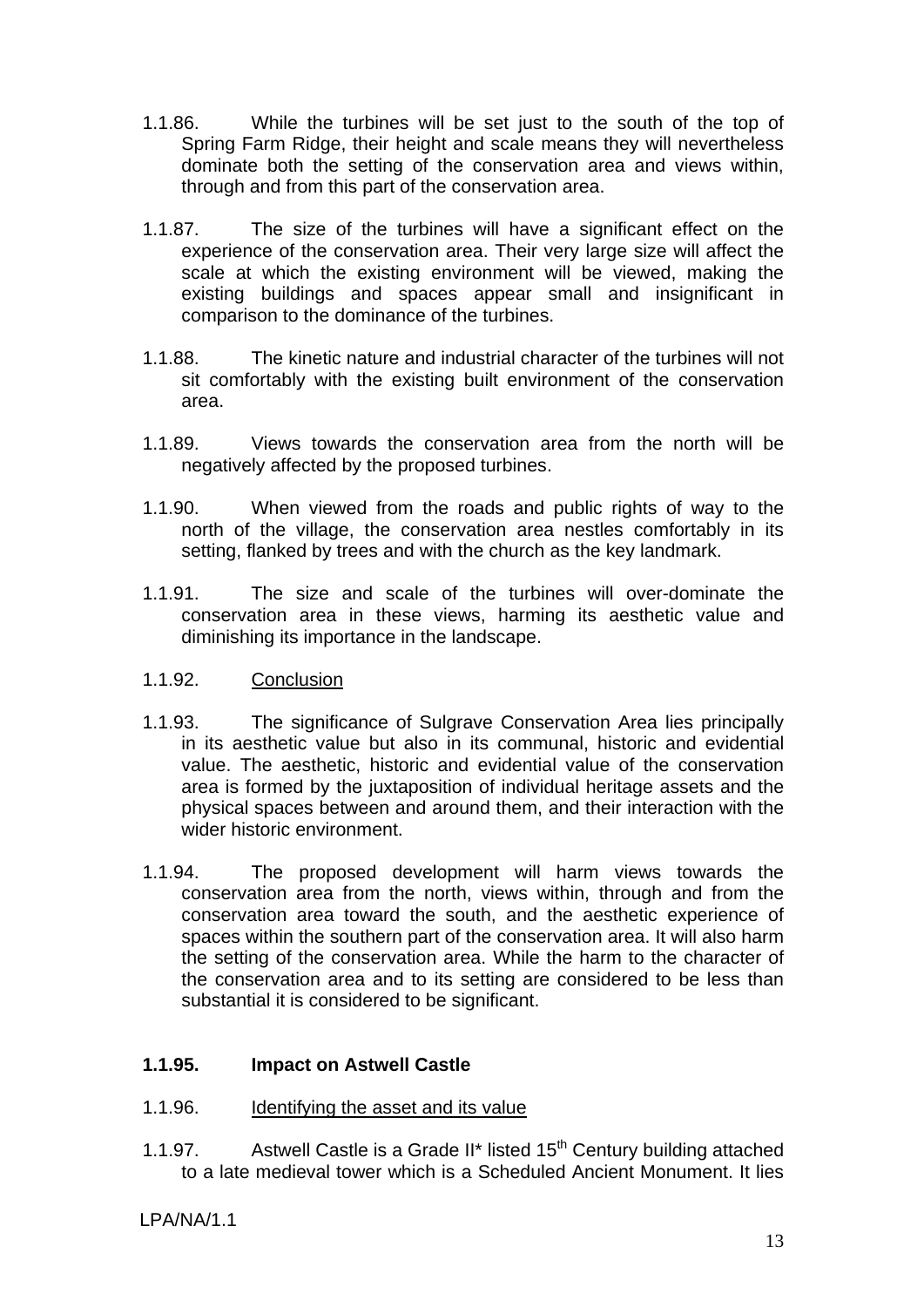1.1.86. While the turbines will be set just to the south of the top of Spring Farm Ridge, their height and scale means they will nevertheless dominate both the setting of the conservation area and views within, through and from this part of the conservation area.

1.1.87. The size of the turbines will have a significant effect on the experience of the conservation area. Their very large size will affect the scale at which the existing environment will be viewed, making the existing buildings and spaces appear small and insignificant in comparison to the dominance of the turbines.

1.1.88. The kinetic nature and industrial character of the turbines will not sit comfortably with the existing built environment of the conservation area.

1.1.89. Views towards the conservation area from the north will be negatively affected by the proposed turbines.

1.1.90. When viewed from the roads and public rights of way to the north of the village, the conservation area nestles comfortably in its setting, flanked by trees and with the church as the key landmark.

1.1.91. The size and scale of the turbines will over-dominate the conservation area in these views, harming its aesthetic value and diminishing its importance in the landscape.

1.1.92. Conclusion

1.1.93. The significance of Sulgrave Conservation Area lies principally in its aesthetic value but also in its communal, historic and evidential value. The aesthetic, historic and evidential value of the conservation area is formed by the juxtaposition of individual heritage assets and the physical spaces between and around them, and their interaction with the wider historic environment.

1.1.94. The proposed development will harm views towards the conservation area from the north, views within, through and from the conservation area toward the south, and the aesthetic experience of spaces within the southern part of the conservation area. It will also harm the setting of the conservation area. While the harm to the character of the conservation area and to its setting are considered to be less than substantial it is considered to be significant.

**1.1.95. Impact on Astwell Castle**

1.1.96. Identifying the asset and its value

1.1.97. Astwell Castle is a Grade II* listed 15th Century building attached to a late medieval tower which is a Scheduled Ancient Monument. It lies

LPA/NA/1.1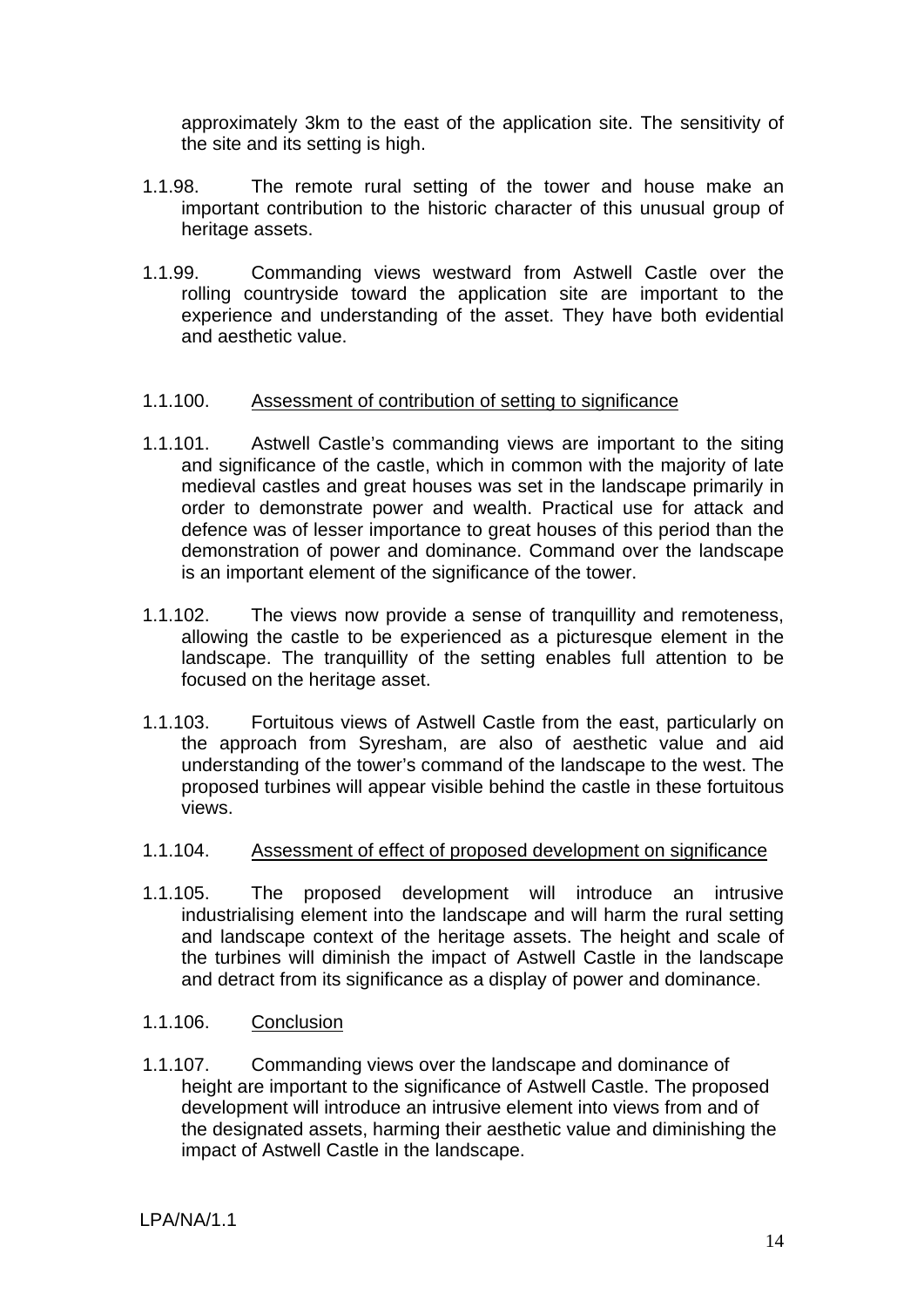approximately 3km to the east of the application site. The sensitivity of the site and its setting is high.

1.1.98. The remote rural setting of the tower and house make an important contribution to the historic character of this unusual group of heritage assets.

1.1.99. Commanding views westward from Astwell Castle over the rolling countryside toward the application site are important to the experience and understanding of the asset. They have both evidential and aesthetic value.

1.1.100. <u>Assessment of contribution of setting to significance</u>

1.1.101. Astwell Castle's commanding views are important to the siting and significance of the castle, which in common with the majority of late medieval castles and great houses was set in the landscape primarily in order to demonstrate power and wealth. Practical use for attack and defence was of lesser importance to great houses of this period than the demonstration of power and dominance. Command over the landscape is an important element of the significance of the tower.

1.1.102. The views now provide a sense of tranquillity and remoteness, allowing the castle to be experienced as a picturesque element in the landscape. The tranquillity of the setting enables full attention to be focused on the heritage asset.

1.1.103. Fortuitous views of Astwell Castle from the east, particularly on the approach from Syresham, are also of aesthetic value and aid understanding of the tower's command of the landscape to the west. The proposed turbines will appear visible behind the castle in these fortuitous views.

1.1.104. <u>Assessment of effect of proposed development on significance</u>

1.1.105. The proposed development will introduce an intrusive industrialising element into the landscape and will harm the rural setting and landscape context of the heritage assets. The height and scale of the turbines will diminish the impact of Astwell Castle in the landscape and detract from its significance as a display of power and dominance.

1.1.106. <u>Conclusion</u>

1.1.107. Commanding views over the landscape and dominance of height are important to the significance of Astwell Castle. The proposed development will introduce an intrusive element into views from and of the designated assets, harming their aesthetic value and diminishing the impact of Astwell Castle in the landscape.

LPA/NA/1.1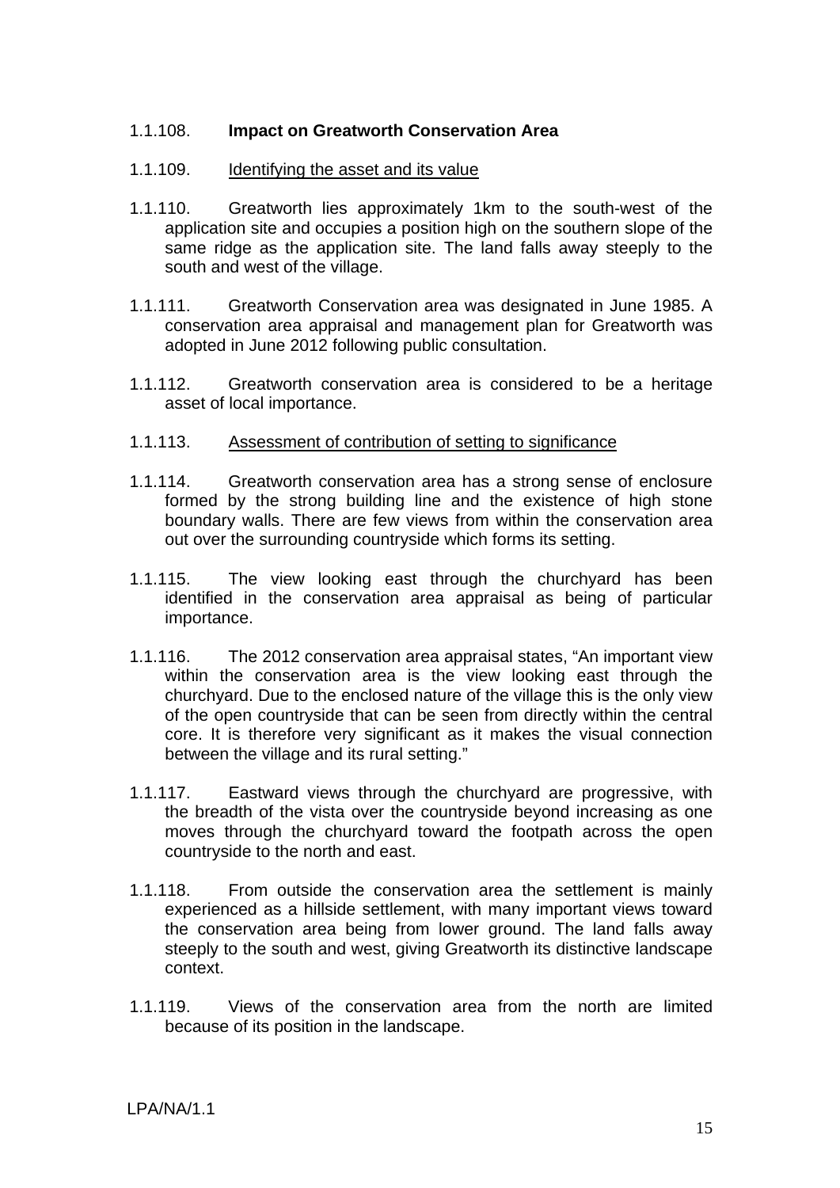1.1.108. **Impact on Greatworth Conservation Area**

1.1.109. Identifying the asset and its value

1.1.110. Greatworth lies approximately 1km to the south-west of the application site and occupies a position high on the southern slope of the same ridge as the application site. The land falls away steeply to the south and west of the village.

1.1.111. Greatworth Conservation area was designated in June 1985. A conservation area appraisal and management plan for Greatworth was adopted in June 2012 following public consultation.

1.1.112. Greatworth conservation area is considered to be a heritage asset of local importance.

1.1.113. Assessment of contribution of setting to significance

1.1.114. Greatworth conservation area has a strong sense of enclosure formed by the strong building line and the existence of high stone boundary walls. There are few views from within the conservation area out over the surrounding countryside which forms its setting.

1.1.115. The view looking east through the churchyard has been identified in the conservation area appraisal as being of particular importance.

1.1.116. The 2012 conservation area appraisal states, "An important view within the conservation area is the view looking east through the churchyard. Due to the enclosed nature of the village this is the only view of the open countryside that can be seen from directly within the central core. It is therefore very significant as it makes the visual connection between the village and its rural setting."

1.1.117. Eastward views through the churchyard are progressive, with the breadth of the vista over the countryside beyond increasing as one moves through the churchyard toward the footpath across the open countryside to the north and east.

1.1.118. From outside the conservation area the settlement is mainly experienced as a hillside settlement, with many important views toward the conservation area being from lower ground. The land falls away steeply to the south and west, giving Greatworth its distinctive landscape context.

1.1.119. Views of the conservation area from the north are limited because of its position in the landscape.

LPA/NA/1.1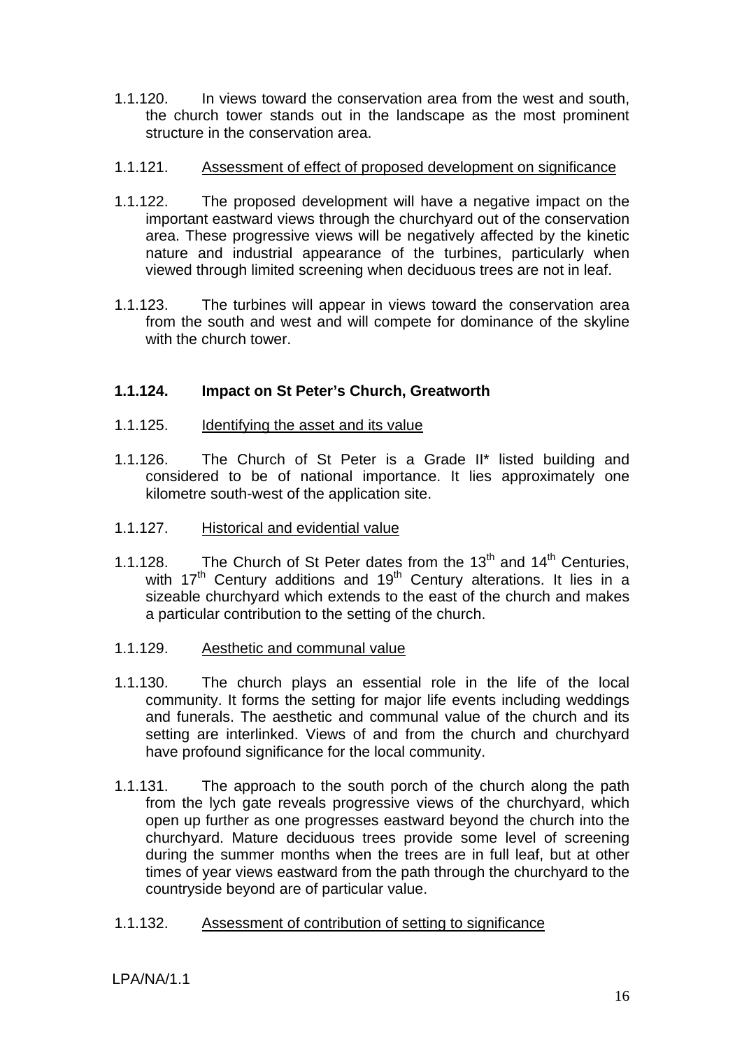1.1.120. In views toward the conservation area from the west and south, the church tower stands out in the landscape as the most prominent structure in the conservation area.

1.1.121. Assessment of effect of proposed development on significance

1.1.122. The proposed development will have a negative impact on the important eastward views through the churchyard out of the conservation area. These progressive views will be negatively affected by the kinetic nature and industrial appearance of the turbines, particularly when viewed through limited screening when deciduous trees are not in leaf.

1.1.123. The turbines will appear in views toward the conservation area from the south and west and will compete for dominance of the skyline with the church tower.

**1.1.124. Impact on St Peter's Church, Greatworth**

1.1.125. Identifying the asset and its value

1.1.126. The Church of St Peter is a Grade II* listed building and considered to be of national importance. It lies approximately one kilometre south-west of the application site.

1.1.127. Historical and evidential value

1.1.128. The Church of St Peter dates from the 13th and 14th Centuries, with 17th Century additions and 19th Century alterations. It lies in a sizeable churchyard which extends to the east of the church and makes a particular contribution to the setting of the church.

1.1.129. Aesthetic and communal value

1.1.130. The church plays an essential role in the life of the local community. It forms the setting for major life events including weddings and funerals. The aesthetic and communal value of the church and its setting are interlinked. Views of and from the church and churchyard have profound significance for the local community.

1.1.131. The approach to the south porch of the church along the path from the lych gate reveals progressive views of the churchyard, which open up further as one progresses eastward beyond the church into the churchyard. Mature deciduous trees provide some level of screening during the summer months when the trees are in full leaf, but at other times of year views eastward from the path through the churchyard to the countryside beyond are of particular value.

1.1.132. Assessment of contribution of setting to significance

LPA/NA/1.1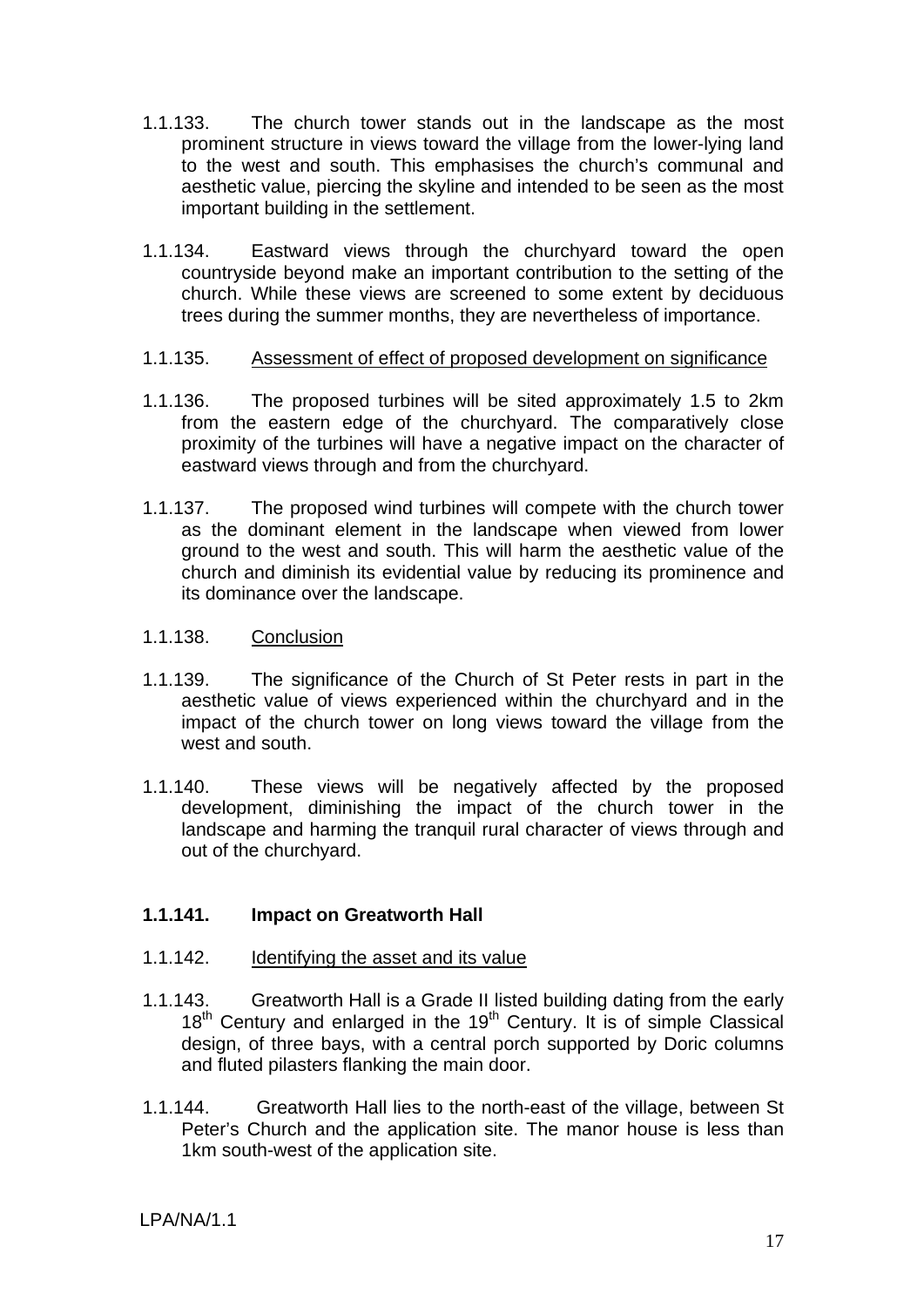1.1.133. The church tower stands out in the landscape as the most prominent structure in views toward the village from the lower-lying land to the west and south. This emphasises the church's communal and aesthetic value, piercing the skyline and intended to be seen as the most important building in the settlement.

1.1.134. Eastward views through the churchyard toward the open countryside beyond make an important contribution to the setting of the church. While these views are screened to some extent by deciduous trees during the summer months, they are nevertheless of importance.

1.1.135. Assessment of effect of proposed development on significance

1.1.136. The proposed turbines will be sited approximately 1.5 to 2km from the eastern edge of the churchyard. The comparatively close proximity of the turbines will have a negative impact on the character of eastward views through and from the churchyard.

1.1.137. The proposed wind turbines will compete with the church tower as the dominant element in the landscape when viewed from lower ground to the west and south. This will harm the aesthetic value of the church and diminish its evidential value by reducing its prominence and its dominance over the landscape.

1.1.138. Conclusion

1.1.139. The significance of the Church of St Peter rests in part in the aesthetic value of views experienced within the churchyard and in the impact of the church tower on long views toward the village from the west and south.

1.1.140. These views will be negatively affected by the proposed development, diminishing the impact of the church tower in the landscape and harming the tranquil rural character of views through and out of the churchyard.

**1.1.141. Impact on Greatworth Hall**

1.1.142. Identifying the asset and its value

1.1.143. Greatworth Hall is a Grade II listed building dating from the early 18th Century and enlarged in the 19th Century. It is of simple Classical design, of three bays, with a central porch supported by Doric columns and fluted pilasters flanking the main door.

1.1.144. Greatworth Hall lies to the north-east of the village, between St Peter's Church and the application site. The manor house is less than 1km south-west of the application site.

LPA/NA/1.1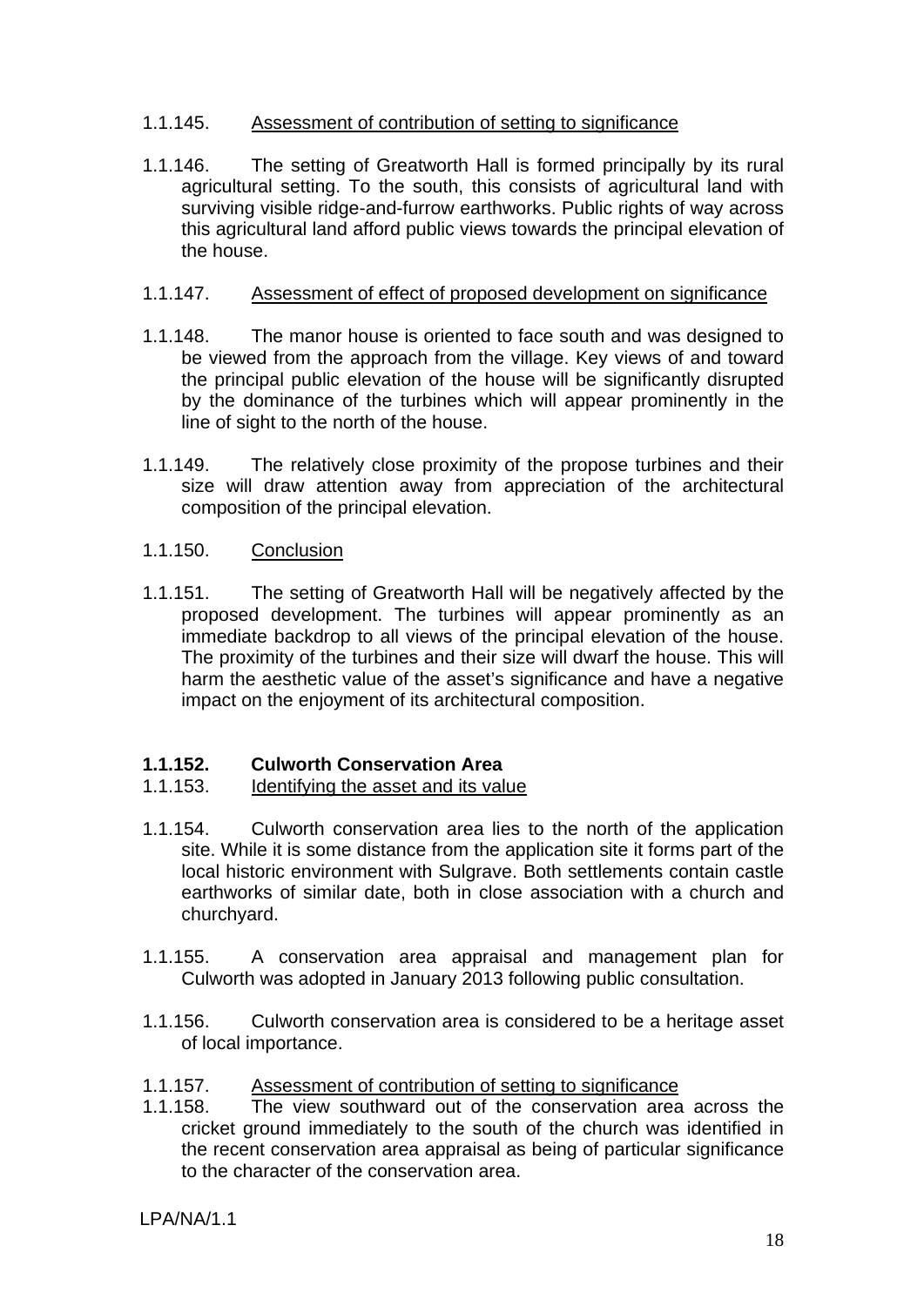1.1.145. Assessment of contribution of setting to significance

1.1.146. The setting of Greatworth Hall is formed principally by its rural agricultural setting. To the south, this consists of agricultural land with surviving visible ridge-and-furrow earthworks. Public rights of way across this agricultural land afford public views towards the principal elevation of the house.

1.1.147. Assessment of effect of proposed development on significance

1.1.148. The manor house is oriented to face south and was designed to be viewed from the approach from the village. Key views of and toward the principal public elevation of the house will be significantly disrupted by the dominance of the turbines which will appear prominently in the line of sight to the north of the house.

1.1.149. The relatively close proximity of the propose turbines and their size will draw attention away from appreciation of the architectural composition of the principal elevation.

1.1.150. Conclusion

1.1.151. The setting of Greatworth Hall will be negatively affected by the proposed development. The turbines will appear prominently as an immediate backdrop to all views of the principal elevation of the house. The proximity of the turbines and their size will dwarf the house. This will harm the aesthetic value of the asset's significance and have a negative impact on the enjoyment of its architectural composition.

**1.1.152. Culworth Conservation Area**

1.1.153. Identifying the asset and its value

1.1.154. Culworth conservation area lies to the north of the application site. While it is some distance from the application site it forms part of the local historic environment with Sulgrave. Both settlements contain castle earthworks of similar date, both in close association with a church and churchyard.

1.1.155. A conservation area appraisal and management plan for Culworth was adopted in January 2013 following public consultation.

1.1.156. Culworth conservation area is considered to be a heritage asset of local importance.

1.1.157. Assessment of contribution of setting to significance

1.1.158. The view southward out of the conservation area across the cricket ground immediately to the south of the church was identified in the recent conservation area appraisal as being of particular significance to the character of the conservation area.

LPA/NA/1.1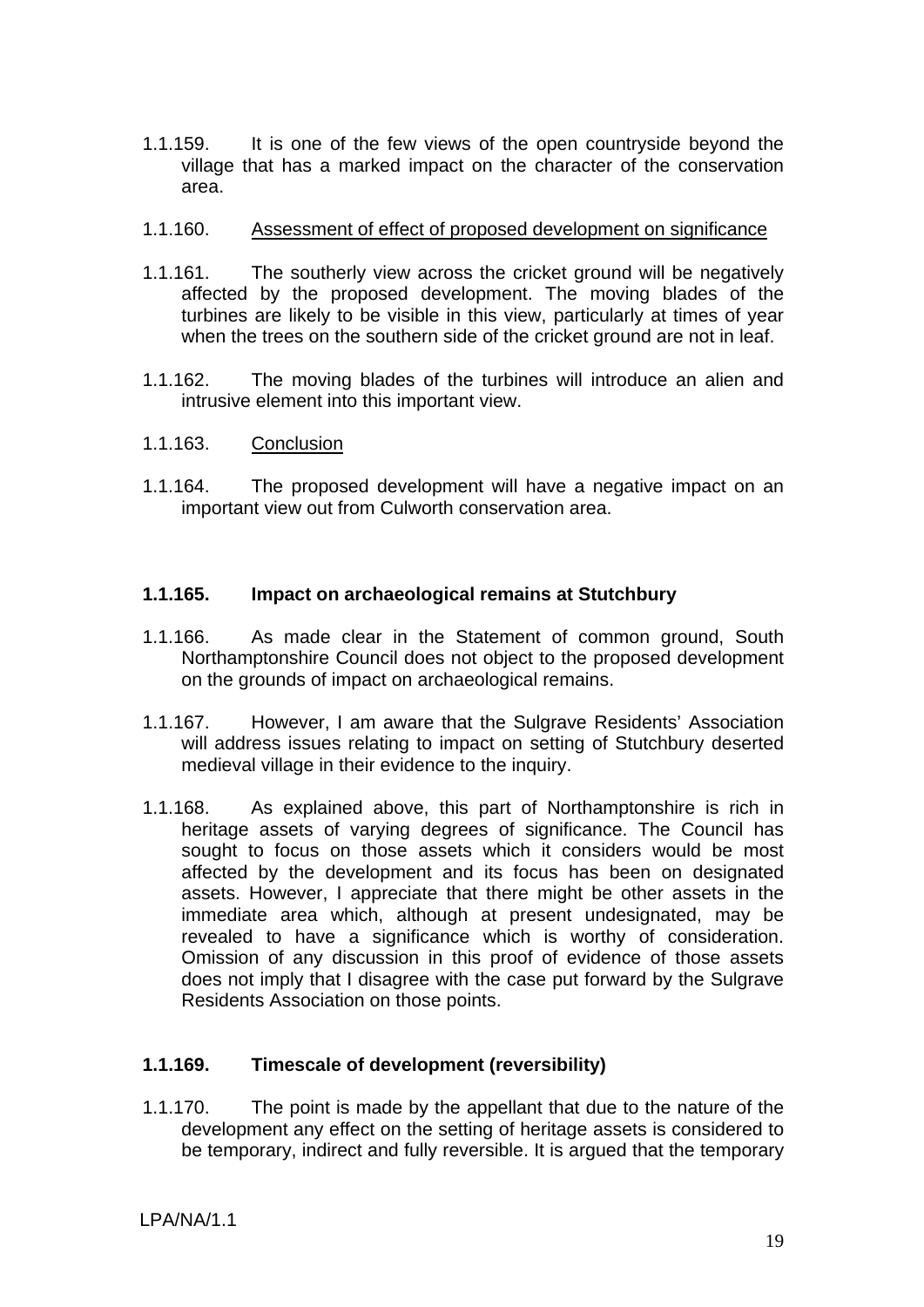1.1.159. It is one of the few views of the open countryside beyond the village that has a marked impact on the character of the conservation area.

1.1.160. Assessment of effect of proposed development on significance

1.1.161. The southerly view across the cricket ground will be negatively affected by the proposed development. The moving blades of the turbines are likely to be visible in this view, particularly at times of year when the trees on the southern side of the cricket ground are not in leaf.

1.1.162. The moving blades of the turbines will introduce an alien and intrusive element into this important view.

1.1.163. Conclusion

1.1.164. The proposed development will have a negative impact on an important view out from Culworth conservation area.

**1.1.165. Impact on archaeological remains at Stutchbury**

1.1.166. As made clear in the Statement of common ground, South Northamptonshire Council does not object to the proposed development on the grounds of impact on archaeological remains.

1.1.167. However, I am aware that the Sulgrave Residents' Association will address issues relating to impact on setting of Stutchbury deserted medieval village in their evidence to the inquiry.

1.1.168. As explained above, this part of Northamptonshire is rich in heritage assets of varying degrees of significance. The Council has sought to focus on those assets which it considers would be most affected by the development and its focus has been on designated assets. However, I appreciate that there might be other assets in the immediate area which, although at present undesignated, may be revealed to have a significance which is worthy of consideration. Omission of any discussion in this proof of evidence of those assets does not imply that I disagree with the case put forward by the Sulgrave Residents Association on those points.

**1.1.169. Timescale of development (reversibility)**

1.1.170. The point is made by the appellant that due to the nature of the development any effect on the setting of heritage assets is considered to be temporary, indirect and fully reversible. It is argued that the temporary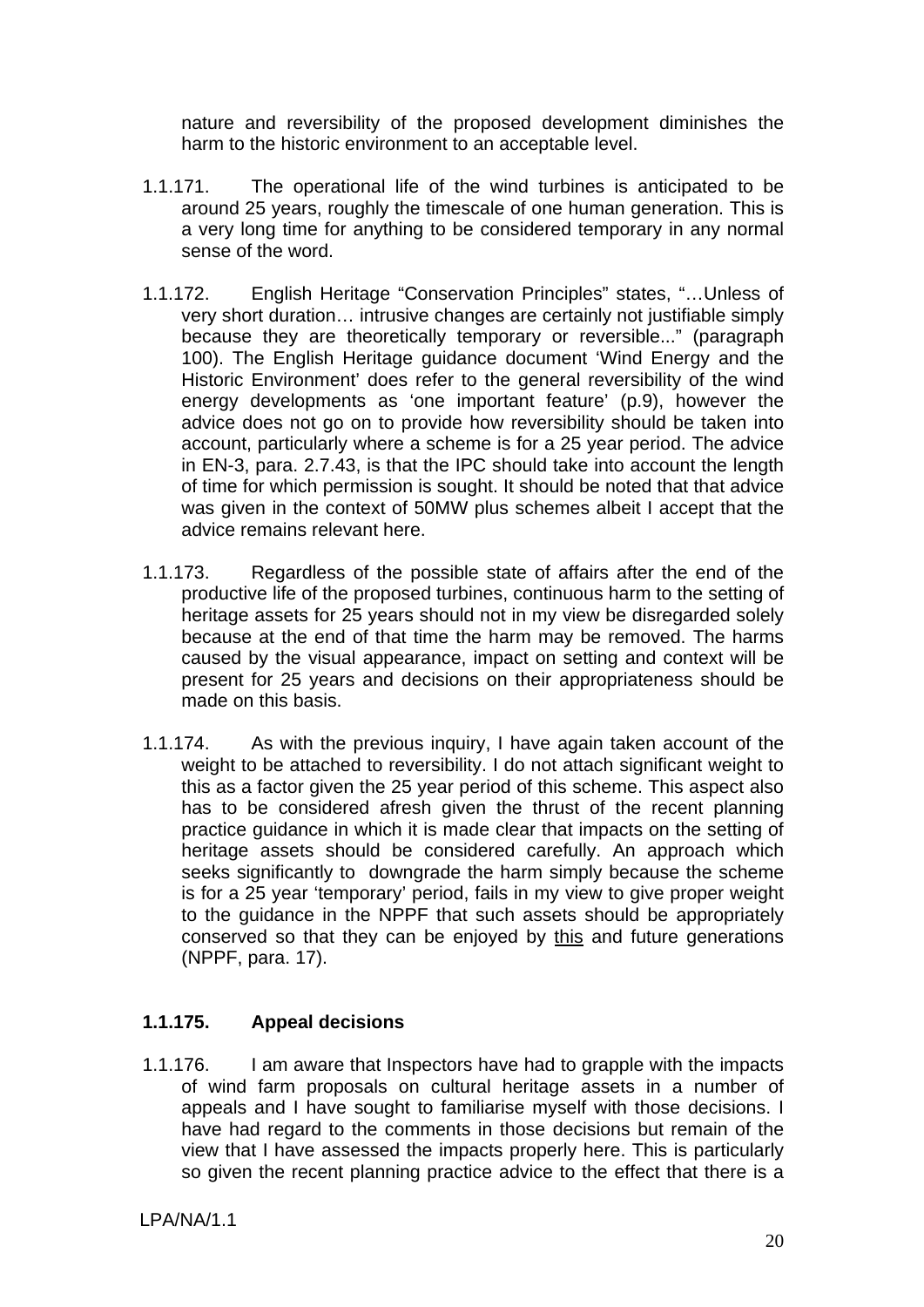nature and reversibility of the proposed development diminishes the harm to the historic environment to an acceptable level.

1.1.171. The operational life of the wind turbines is anticipated to be around 25 years, roughly the timescale of one human generation. This is a very long time for anything to be considered temporary in any normal sense of the word.

1.1.172. English Heritage "Conservation Principles" states, "…Unless of very short duration… intrusive changes are certainly not justifiable simply because they are theoretically temporary or reversible..." (paragraph 100). The English Heritage guidance document 'Wind Energy and the Historic Environment' does refer to the general reversibility of the wind energy developments as 'one important feature' (p.9), however the advice does not go on to provide how reversibility should be taken into account, particularly where a scheme is for a 25 year period. The advice in EN-3, para. 2.7.43, is that the IPC should take into account the length of time for which permission is sought. It should be noted that that advice was given in the context of 50MW plus schemes albeit I accept that the advice remains relevant here.

1.1.173. Regardless of the possible state of affairs after the end of the productive life of the proposed turbines, continuous harm to the setting of heritage assets for 25 years should not in my view be disregarded solely because at the end of that time the harm may be removed. The harms caused by the visual appearance, impact on setting and context will be present for 25 years and decisions on their appropriateness should be made on this basis.

1.1.174. As with the previous inquiry, I have again taken account of the weight to be attached to reversibility. I do not attach significant weight to this as a factor given the 25 year period of this scheme. This aspect also has to be considered afresh given the thrust of the recent planning practice guidance in which it is made clear that impacts on the setting of heritage assets should be considered carefully. An approach which seeks significantly to downgrade the harm simply because the scheme is for a 25 year 'temporary' period, fails in my view to give proper weight to the guidance in the NPPF that such assets should be appropriately conserved so that they can be enjoyed by <u>this</u> and future generations (NPPF, para. 17).

**1.1.175. Appeal decisions**

1.1.176. I am aware that Inspectors have had to grapple with the impacts of wind farm proposals on cultural heritage assets in a number of appeals and I have sought to familiarise myself with those decisions. I have had regard to the comments in those decisions but remain of the view that I have assessed the impacts properly here. This is particularly so given the recent planning practice advice to the effect that there is a

LPA/NA/1.1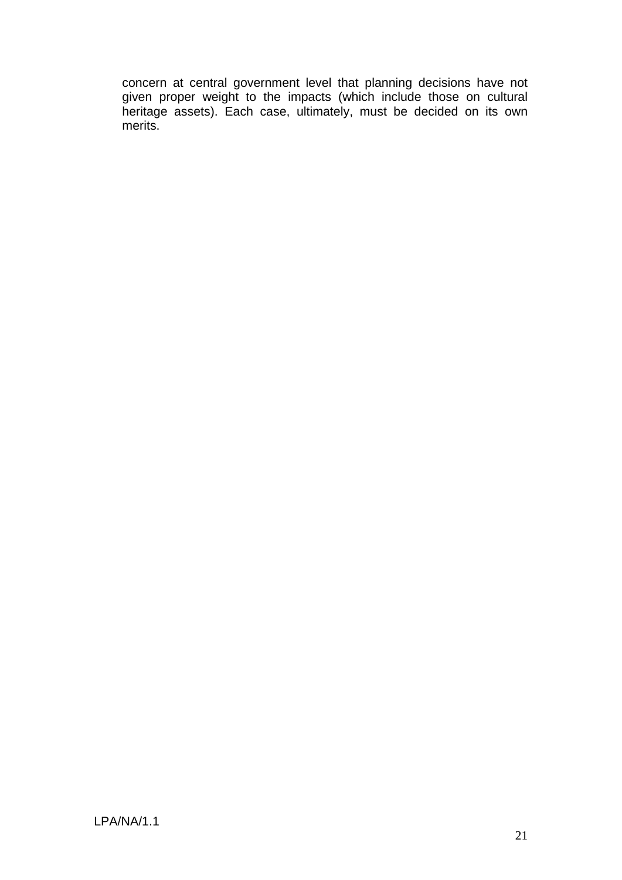concern at central government level that planning decisions have not given proper weight to the impacts (which include those on cultural heritage assets). Each case, ultimately, must be decided on its own merits.